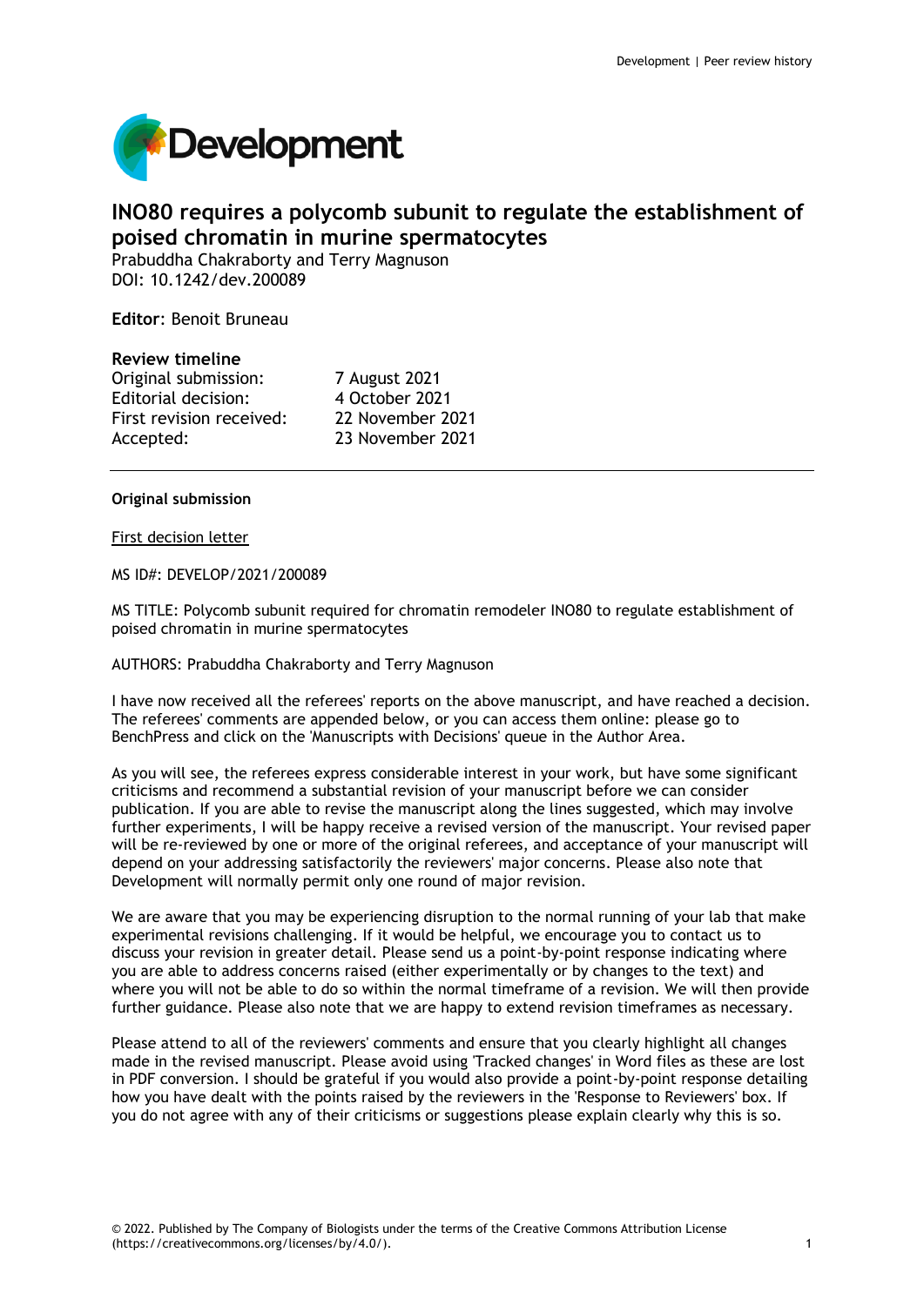# INO80 requires a polycomb subunit to regulate the establishment of poised chromatin in murine spermatocytes

Prabuddha Chakraborty and Terry Magnuson
DOI: 10.1242/dev.200089

**Editor**: Benoit Bruneau

**Review timeline**

| | |
|---|---|
| Original submission: | 7 August 2021 |
| Editorial decision: | 4 October 2021 |
| First revision received: | 22 November 2021 |
| Accepted: | 23 November 2021 |

---

**Original submission**

First decision letter

MS ID#: DEVELOP/2021/200089

MS TITLE: Polycomb subunit required for chromatin remodeler INO80 to regulate establishment of poised chromatin in murine spermatocytes

AUTHORS: Prabuddha Chakraborty and Terry Magnuson

I have now received all the referees' reports on the above manuscript, and have reached a decision. The referees' comments are appended below, or you can access them online: please go to BenchPress and click on the 'Manuscripts with Decisions' queue in the Author Area.

As you will see, the referees express considerable interest in your work, but have some significant criticisms and recommend a substantial revision of your manuscript before we can consider publication. If you are able to revise the manuscript along the lines suggested, which may involve further experiments, I will be happy receive a revised version of the manuscript. Your revised paper will be re-reviewed by one or more of the original referees, and acceptance of your manuscript will depend on your addressing satisfactorily the reviewers' major concerns. Please also note that Development will normally permit only one round of major revision.

We are aware that you may be experiencing disruption to the normal running of your lab that make experimental revisions challenging. If it would be helpful, we encourage you to contact us to discuss your revision in greater detail. Please send us a point-by-point response indicating where you are able to address concerns raised (either experimentally or by changes to the text) and where you will not be able to do so within the normal timeframe of a revision. We will then provide further guidance. Please also note that we are happy to extend revision timeframes as necessary.

Please attend to all of the reviewers' comments and ensure that you clearly highlight all changes made in the revised manuscript. Please avoid using 'Tracked changes' in Word files as these are lost in PDF conversion. I should be grateful if you would also provide a point-by-point response detailing how you have dealt with the points raised by the reviewers in the 'Response to Reviewers' box. If you do not agree with any of their criticisms or suggestions please explain clearly why this is so.

© 2022. Published by The Company of Biologists under the terms of the Creative Commons Attribution License (https://creativecommons.org/licenses/by/4.0/).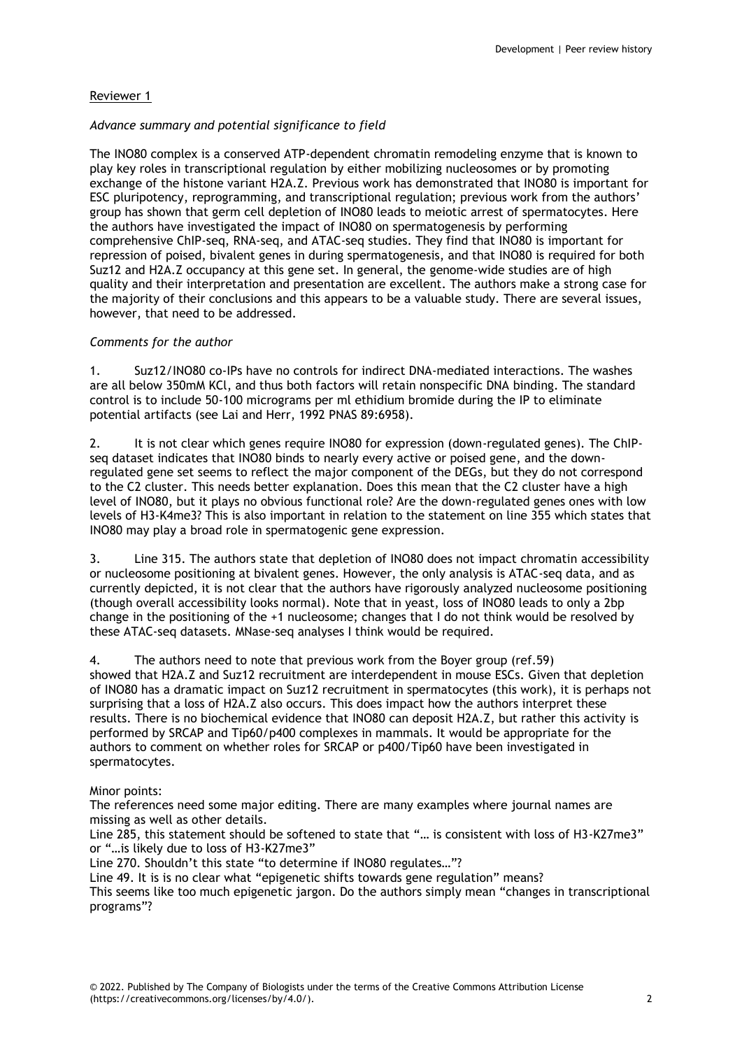Reviewer 1

*Advance summary and potential significance to field*

The INO80 complex is a conserved ATP-dependent chromatin remodeling enzyme that is known to play key roles in transcriptional regulation by either mobilizing nucleosomes or by promoting exchange of the histone variant H2A.Z. Previous work has demonstrated that INO80 is important for ESC pluripotency, reprogramming, and transcriptional regulation; previous work from the authors' group has shown that germ cell depletion of INO80 leads to meiotic arrest of spermatocytes. Here the authors have investigated the impact of INO80 on spermatogenesis by performing comprehensive ChIP-seq, RNA-seq, and ATAC-seq studies. They find that INO80 is important for repression of poised, bivalent genes in during spermatogenesis, and that INO80 is required for both Suz12 and H2A.Z occupancy at this gene set. In general, the genome-wide studies are of high quality and their interpretation and presentation are excellent. The authors make a strong case for the majority of their conclusions and this appears to be a valuable study. There are several issues, however, that need to be addressed.

*Comments for the author*

1. Suz12/INO80 co-IPs have no controls for indirect DNA-mediated interactions. The washes are all below 350mM KCl, and thus both factors will retain nonspecific DNA binding. The standard control is to include 50-100 micrograms per ml ethidium bromide during the IP to eliminate potential artifacts (see Lai and Herr, 1992 PNAS 89:6958).

2. It is not clear which genes require INO80 for expression (down-regulated genes). The ChIP-seq dataset indicates that INO80 binds to nearly every active or poised gene, and the down-regulated gene set seems to reflect the major component of the DEGs, but they do not correspond to the C2 cluster. This needs better explanation. Does this mean that the C2 cluster have a high level of INO80, but it plays no obvious functional role? Are the down-regulated genes ones with low levels of H3-K4me3? This is also important in relation to the statement on line 355 which states that INO80 may play a broad role in spermatogenic gene expression.

3. Line 315. The authors state that depletion of INO80 does not impact chromatin accessibility or nucleosome positioning at bivalent genes. However, the only analysis is ATAC-seq data, and as currently depicted, it is not clear that the authors have rigorously analyzed nucleosome positioning (though overall accessibility looks normal). Note that in yeast, loss of INO80 leads to only a 2bp change in the positioning of the +1 nucleosome; changes that I do not think would be resolved by these ATAC-seq datasets. MNase-seq analyses I think would be required.

4. The authors need to note that previous work from the Boyer group (ref.59) showed that H2A.Z and Suz12 recruitment are interdependent in mouse ESCs. Given that depletion of INO80 has a dramatic impact on Suz12 recruitment in spermatocytes (this work), it is perhaps not surprising that a loss of H2A.Z also occurs. This does impact how the authors interpret these results. There is no biochemical evidence that INO80 can deposit H2A.Z, but rather this activity is performed by SRCAP and Tip60/p400 complexes in mammals. It would be appropriate for the authors to comment on whether roles for SRCAP or p400/Tip60 have been investigated in spermatocytes.

Minor points:

The references need some major editing. There are many examples where journal names are missing as well as other details.

Line 285, this statement should be softened to state that "… is consistent with loss of H3-K27me3" or "…is likely due to loss of H3-K27me3"

Line 270. Shouldn't this state "to determine if INO80 regulates…"?

Line 49. It is is no clear what "epigenetic shifts towards gene regulation" means?

This seems like too much epigenetic jargon. Do the authors simply mean "changes in transcriptional programs"?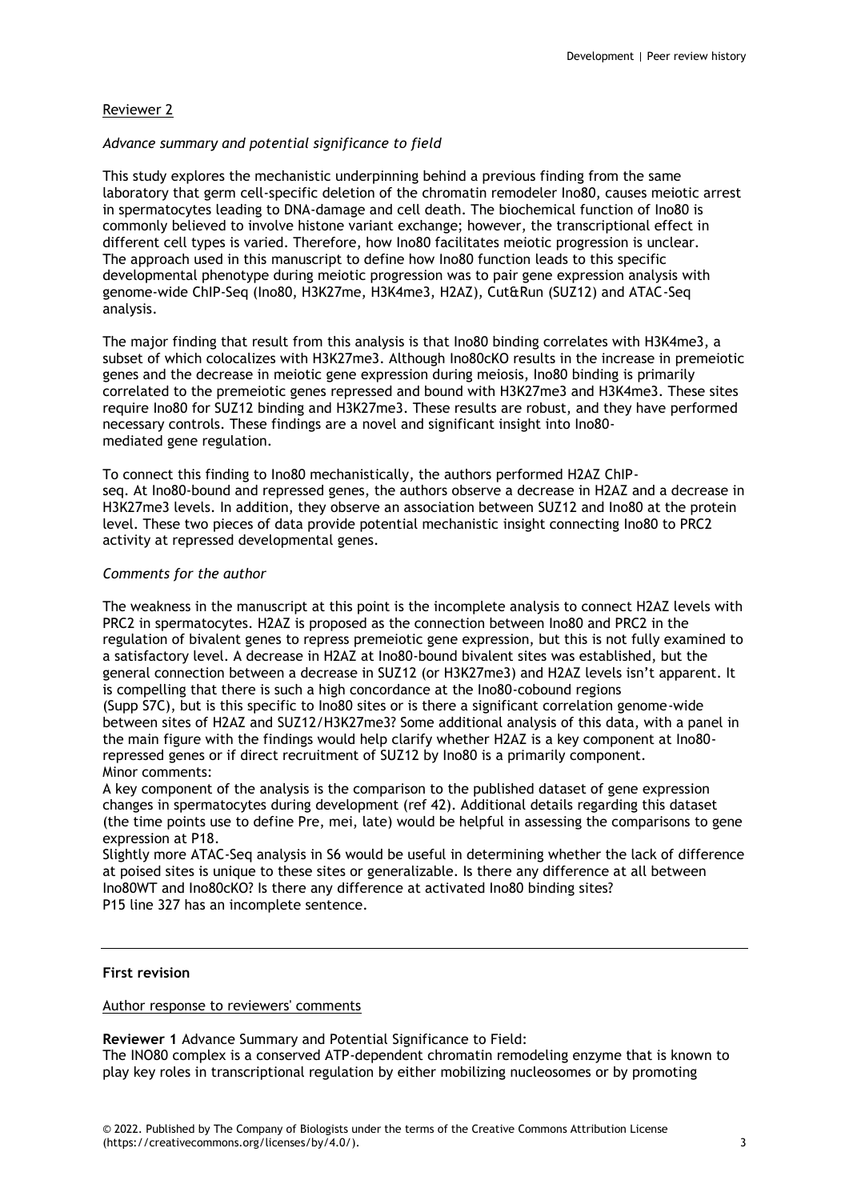Reviewer 2

*Advance summary and potential significance to field*

This study explores the mechanistic underpinning behind a previous finding from the same laboratory that germ cell-specific deletion of the chromatin remodeler Ino80, causes meiotic arrest in spermatocytes leading to DNA-damage and cell death. The biochemical function of Ino80 is commonly believed to involve histone variant exchange; however, the transcriptional effect in different cell types is varied. Therefore, how Ino80 facilitates meiotic progression is unclear. The approach used in this manuscript to define how Ino80 function leads to this specific developmental phenotype during meiotic progression was to pair gene expression analysis with genome-wide ChIP-Seq (Ino80, H3K27me, H3K4me3, H2AZ), Cut&Run (SUZ12) and ATAC-Seq analysis.

The major finding that result from this analysis is that Ino80 binding correlates with H3K4me3, a subset of which colocalizes with H3K27me3. Although Ino80cKO results in the increase in premeiotic genes and the decrease in meiotic gene expression during meiosis, Ino80 binding is primarily correlated to the premeiotic genes repressed and bound with H3K27me3 and H3K4me3. These sites require Ino80 for SUZ12 binding and H3K27me3. These results are robust, and they have performed necessary controls. These findings are a novel and significant insight into Ino80-mediated gene regulation.

To connect this finding to Ino80 mechanistically, the authors performed H2AZ ChIP-seq. At Ino80-bound and repressed genes, the authors observe a decrease in H2AZ and a decrease in H3K27me3 levels. In addition, they observe an association between SUZ12 and Ino80 at the protein level. These two pieces of data provide potential mechanistic insight connecting Ino80 to PRC2 activity at repressed developmental genes.

*Comments for the author*

The weakness in the manuscript at this point is the incomplete analysis to connect H2AZ levels with PRC2 in spermatocytes. H2AZ is proposed as the connection between Ino80 and PRC2 in the regulation of bivalent genes to repress premeiotic gene expression, but this is not fully examined to a satisfactory level. A decrease in H2AZ at Ino80-bound bivalent sites was established, but the general connection between a decrease in SUZ12 (or H3K27me3) and H2AZ levels isn't apparent. It is compelling that there is such a high concordance at the Ino80-cobound regions (Supp S7C), but is this specific to Ino80 sites or is there a significant correlation genome-wide between sites of H2AZ and SUZ12/H3K27me3? Some additional analysis of this data, with a panel in the main figure with the findings would help clarify whether H2AZ is a key component at Ino80-repressed genes or if direct recruitment of SUZ12 by Ino80 is a primarily component.
Minor comments:
A key component of the analysis is the comparison to the published dataset of gene expression changes in spermatocytes during development (ref 42). Additional details regarding this dataset (the time points use to define Pre, mei, late) would be helpful in assessing the comparisons to gene expression at P18.
Slightly more ATAC-Seq analysis in S6 would be useful in determining whether the lack of difference at poised sites is unique to these sites or generalizable. Is there any difference at all between Ino80WT and Ino80cKO? Is there any difference at activated Ino80 binding sites?
P15 line 327 has an incomplete sentence.

---

**First revision**

Author response to reviewers' comments

**Reviewer 1** Advance Summary and Potential Significance to Field:
The INO80 complex is a conserved ATP-dependent chromatin remodeling enzyme that is known to play key roles in transcriptional regulation by either mobilizing nucleosomes or by promoting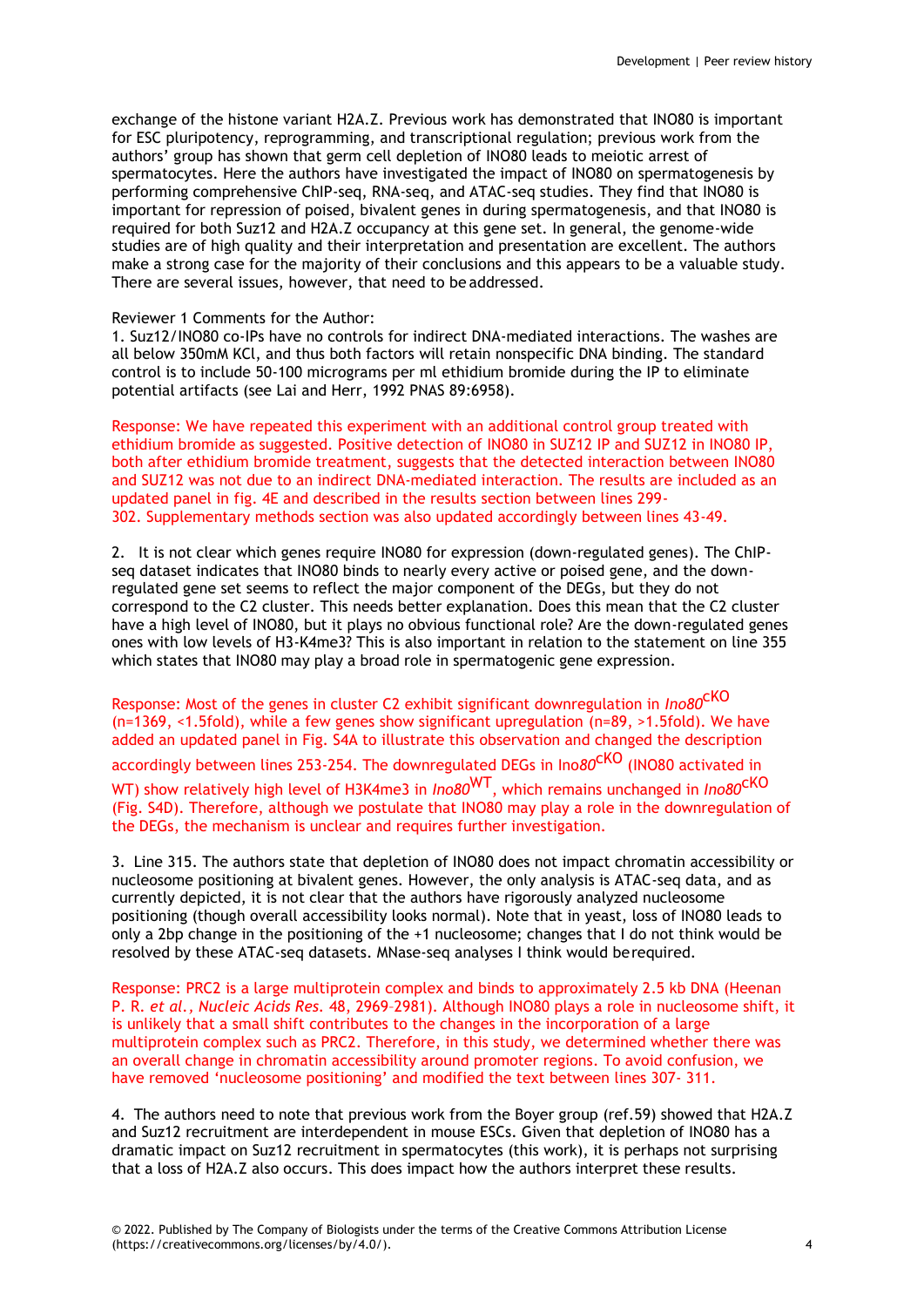exchange of the histone variant H2A.Z. Previous work has demonstrated that INO80 is important for ESC pluripotency, reprogramming, and transcriptional regulation; previous work from the authors' group has shown that germ cell depletion of INO80 leads to meiotic arrest of spermatocytes. Here the authors have investigated the impact of INO80 on spermatogenesis by performing comprehensive ChIP-seq, RNA-seq, and ATAC-seq studies. They find that INO80 is important for repression of poised, bivalent genes in during spermatogenesis, and that INO80 is required for both Suz12 and H2A.Z occupancy at this gene set. In general, the genome-wide studies are of high quality and their interpretation and presentation are excellent. The authors make a strong case for the majority of their conclusions and this appears to be a valuable study. There are several issues, however, that need to be addressed.

Reviewer 1 Comments for the Author:

1. Suz12/INO80 co-IPs have no controls for indirect DNA-mediated interactions. The washes are all below 350mM KCl, and thus both factors will retain nonspecific DNA binding. The standard control is to include 50-100 micrograms per ml ethidium bromide during the IP to eliminate potential artifacts (see Lai and Herr, 1992 PNAS 89:6958).

Response: We have repeated this experiment with an additional control group treated with ethidium bromide as suggested. Positive detection of INO80 in SUZ12 IP and SUZ12 in INO80 IP, both after ethidium bromide treatment, suggests that the detected interaction between INO80 and SUZ12 was not due to an indirect DNA-mediated interaction. The results are included as an updated panel in fig. 4E and described in the results section between lines 299-302. Supplementary methods section was also updated accordingly between lines 43-49.

2. It is not clear which genes require INO80 for expression (down-regulated genes). The ChIP-seq dataset indicates that INO80 binds to nearly every active or poised gene, and the down-regulated gene set seems to reflect the major component of the DEGs, but they do not correspond to the C2 cluster. This needs better explanation. Does this mean that the C2 cluster have a high level of INO80, but it plays no obvious functional role? Are the down-regulated genes ones with low levels of H3-K4me3? This is also important in relation to the statement on line 355 which states that INO80 may play a broad role in spermatogenic gene expression.

Response: Most of the genes in cluster C2 exhibit significant downregulation in *Ino80*$^{cKO}$ (n=1369, <1.5fold), while a few genes show significant upregulation (n=89, >1.5fold). We have added an updated panel in Fig. S4A to illustrate this observation and changed the description accordingly between lines 253-254. The downregulated DEGs in Ino*80*$^{cKO}$ (INO80 activated in WT) show relatively high level of H3K4me3 in *Ino80*$^{WT}$, which remains unchanged in *Ino80*$^{cKO}$ (Fig. S4D). Therefore, although we postulate that INO80 may play a role in the downregulation of the DEGs, the mechanism is unclear and requires further investigation.

3. Line 315. The authors state that depletion of INO80 does not impact chromatin accessibility or nucleosome positioning at bivalent genes. However, the only analysis is ATAC-seq data, and as currently depicted, it is not clear that the authors have rigorously analyzed nucleosome positioning (though overall accessibility looks normal). Note that in yeast, loss of INO80 leads to only a 2bp change in the positioning of the +1 nucleosome; changes that I do not think would be resolved by these ATAC-seq datasets. MNase-seq analyses I think would be required.

Response: PRC2 is a large multiprotein complex and binds to approximately 2.5 kb DNA (Heenan P. R. *et al., Nucleic Acids Res.* 48, 2969–2981). Although INO80 plays a role in nucleosome shift, it is unlikely that a small shift contributes to the changes in the incorporation of a large multiprotein complex such as PRC2. Therefore, in this study, we determined whether there was an overall change in chromatin accessibility around promoter regions. To avoid confusion, we have removed 'nucleosome positioning' and modified the text between lines 307- 311.

4. The authors need to note that previous work from the Boyer group (ref.59) showed that H2A.Z and Suz12 recruitment are interdependent in mouse ESCs. Given that depletion of INO80 has a dramatic impact on Suz12 recruitment in spermatocytes (this work), it is perhaps not surprising that a loss of H2A.Z also occurs. This does impact how the authors interpret these results.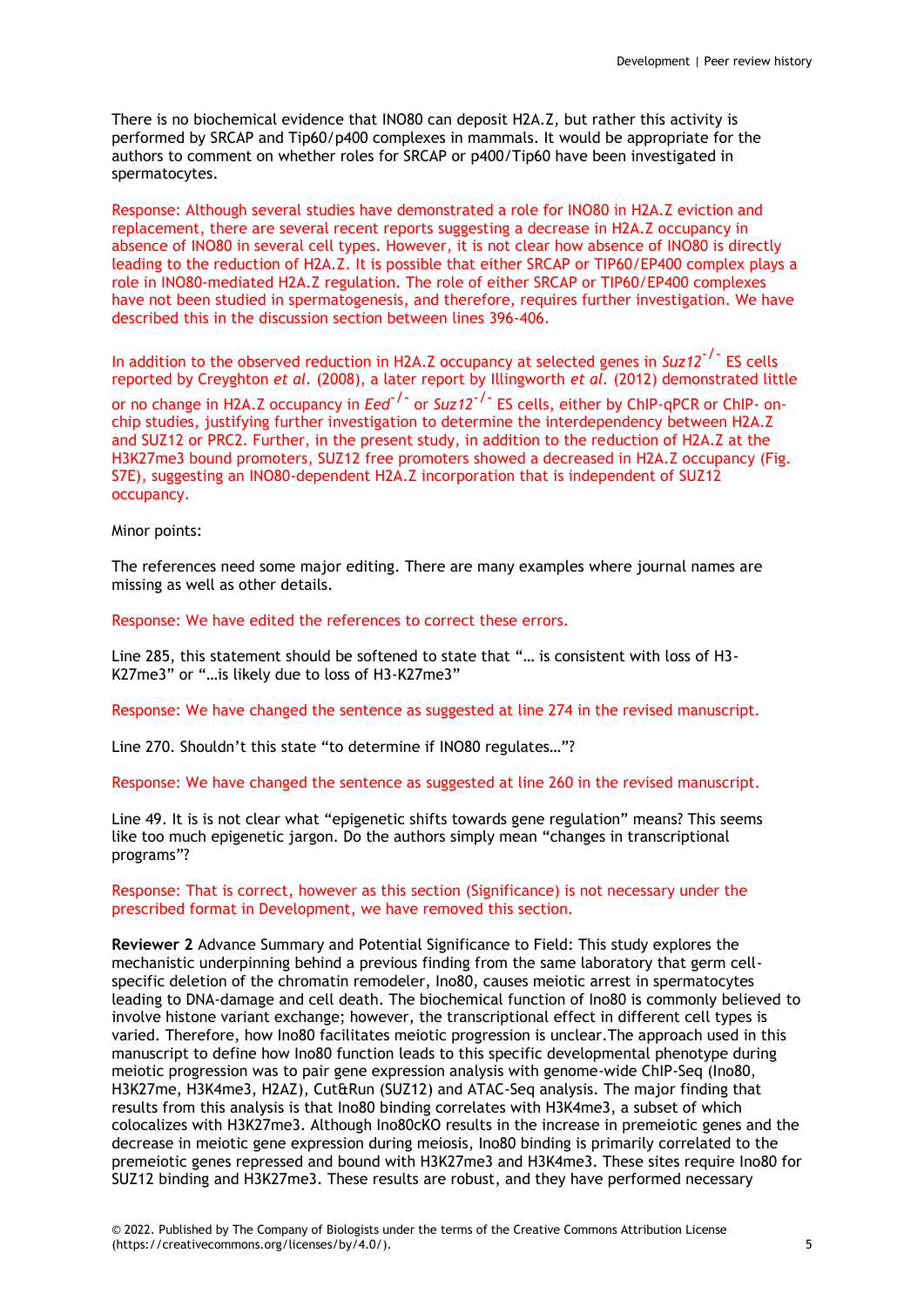There is no biochemical evidence that INO80 can deposit H2A.Z, but rather this activity is performed by SRCAP and Tip60/p400 complexes in mammals. It would be appropriate for the authors to comment on whether roles for SRCAP or p400/Tip60 have been investigated in spermatocytes.

Response: Although several studies have demonstrated a role for INO80 in H2A.Z eviction and replacement, there are several recent reports suggesting a decrease in H2A.Z occupancy in absence of INO80 in several cell types. However, it is not clear how absence of INO80 is directly leading to the reduction of H2A.Z. It is possible that either SRCAP or TIP60/EP400 complex plays a role in INO80-mediated H2A.Z regulation. The role of either SRCAP or TIP60/EP400 complexes have not been studied in spermatogenesis, and therefore, requires further investigation. We have described this in the discussion section between lines 396-406.

In addition to the observed reduction in H2A.Z occupancy at selected genes in *Suz12*$^{-/-}$ ES cells reported by Creyghton *et al*. (2008), a later report by Illingworth *et al*. (2012) demonstrated little or no change in H2A.Z occupancy in *Eed*$^{-/-}$ or *Suz12*$^{-/-}$ ES cells, either by ChIP-qPCR or ChIP- on-chip studies, justifying further investigation to determine the interdependency between H2A.Z and SUZ12 or PRC2. Further, in the present study, in addition to the reduction of H2A.Z at the H3K27me3 bound promoters, SUZ12 free promoters showed a decreased in H2A.Z occupancy (Fig. S7E), suggesting an INO80-dependent H2A.Z incorporation that is independent of SUZ12 occupancy.

Minor points:

The references need some major editing. There are many examples where journal names are missing as well as other details.

Response: We have edited the references to correct these errors.

Line 285, this statement should be softened to state that "… is consistent with loss of H3-K27me3" or "…is likely due to loss of H3-K27me3"

Response: We have changed the sentence as suggested at line 274 in the revised manuscript.

Line 270. Shouldn't this state "to determine if INO80 regulates…"?

Response: We have changed the sentence as suggested at line 260 in the revised manuscript.

Line 49. It is is not clear what "epigenetic shifts towards gene regulation" means? This seems like too much epigenetic jargon. Do the authors simply mean "changes in transcriptional programs"?

Response: That is correct, however as this section (Significance) is not necessary under the prescribed format in Development, we have removed this section.

**Reviewer 2** Advance Summary and Potential Significance to Field: This study explores the mechanistic underpinning behind a previous finding from the same laboratory that germ cell-specific deletion of the chromatin remodeler, Ino80, causes meiotic arrest in spermatocytes leading to DNA-damage and cell death. The biochemical function of Ino80 is commonly believed to involve histone variant exchange; however, the transcriptional effect in different cell types is varied. Therefore, how Ino80 facilitates meiotic progression is unclear.The approach used in this manuscript to define how Ino80 function leads to this specific developmental phenotype during meiotic progression was to pair gene expression analysis with genome-wide ChIP-Seq (Ino80, H3K27me, H3K4me3, H2AZ), Cut&Run (SUZ12) and ATAC-Seq analysis. The major finding that results from this analysis is that Ino80 binding correlates with H3K4me3, a subset of which colocalizes with H3K27me3. Although Ino80cKO results in the increase in premeiotic genes and the decrease in meiotic gene expression during meiosis, Ino80 binding is primarily correlated to the premeiotic genes repressed and bound with H3K27me3 and H3K4me3. These sites require Ino80 for SUZ12 binding and H3K27me3. These results are robust, and they have performed necessary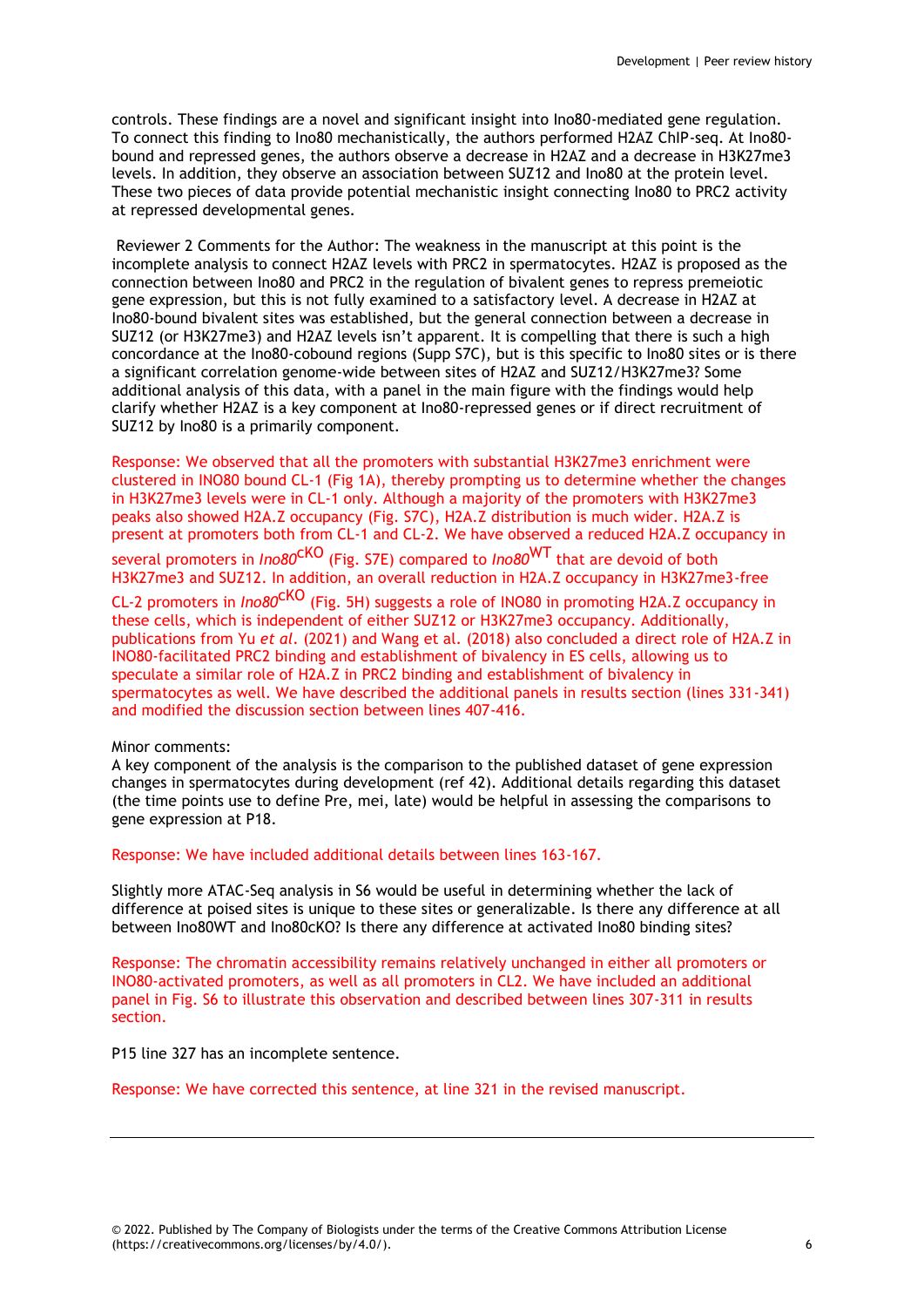controls. These findings are a novel and significant insight into Ino80-mediated gene regulation. To connect this finding to Ino80 mechanistically, the authors performed H2AZ ChIP-seq. At Ino80-bound and repressed genes, the authors observe a decrease in H2AZ and a decrease in H3K27me3 levels. In addition, they observe an association between SUZ12 and Ino80 at the protein level. These two pieces of data provide potential mechanistic insight connecting Ino80 to PRC2 activity at repressed developmental genes.

Reviewer 2 Comments for the Author: The weakness in the manuscript at this point is the incomplete analysis to connect H2AZ levels with PRC2 in spermatocytes. H2AZ is proposed as the connection between Ino80 and PRC2 in the regulation of bivalent genes to repress premeiotic gene expression, but this is not fully examined to a satisfactory level. A decrease in H2AZ at Ino80-bound bivalent sites was established, but the general connection between a decrease in SUZ12 (or H3K27me3) and H2AZ levels isn't apparent. It is compelling that there is such a high concordance at the Ino80-cobound regions (Supp S7C), but is this specific to Ino80 sites or is there a significant correlation genome-wide between sites of H2AZ and SUZ12/H3K27me3? Some additional analysis of this data, with a panel in the main figure with the findings would help clarify whether H2AZ is a key component at Ino80-repressed genes or if direct recruitment of SUZ12 by Ino80 is a primarily component.

Response: We observed that all the promoters with substantial H3K27me3 enrichment were clustered in INO80 bound CL-1 (Fig 1A), thereby prompting us to determine whether the changes in H3K27me3 levels were in CL-1 only. Although a majority of the promoters with H3K27me3 peaks also showed H2A.Z occupancy (Fig. S7C), H2A.Z distribution is much wider. H2A.Z is present at promoters both from CL-1 and CL-2. We have observed a reduced H2A.Z occupancy in several promoters in *Ino80*cKO (Fig. S7E) compared to *Ino80*WT that are devoid of both H3K27me3 and SUZ12. In addition, an overall reduction in H2A.Z occupancy in H3K27me3-free CL-2 promoters in *Ino80*cKO (Fig. 5H) suggests a role of INO80 in promoting H2A.Z occupancy in these cells, which is independent of either SUZ12 or H3K27me3 occupancy. Additionally, publications from Yu *et al*. (2021) and Wang et al. (2018) also concluded a direct role of H2A.Z in INO80-facilitated PRC2 binding and establishment of bivalency in ES cells, allowing us to speculate a similar role of H2A.Z in PRC2 binding and establishment of bivalency in spermatocytes as well. We have described the additional panels in results section (lines 331-341) and modified the discussion section between lines 407-416.

Minor comments:
A key component of the analysis is the comparison to the published dataset of gene expression changes in spermatocytes during development (ref 42). Additional details regarding this dataset (the time points use to define Pre, mei, late) would be helpful in assessing the comparisons to gene expression at P18.

Response: We have included additional details between lines 163-167.

Slightly more ATAC-Seq analysis in S6 would be useful in determining whether the lack of difference at poised sites is unique to these sites or generalizable. Is there any difference at all between Ino80WT and Ino80cKO? Is there any difference at activated Ino80 binding sites?

Response: The chromatin accessibility remains relatively unchanged in either all promoters or INO80-activated promoters, as well as all promoters in CL2. We have included an additional panel in Fig. S6 to illustrate this observation and described between lines 307-311 in results section.

P15 line 327 has an incomplete sentence.

Response: We have corrected this sentence, at line 321 in the revised manuscript.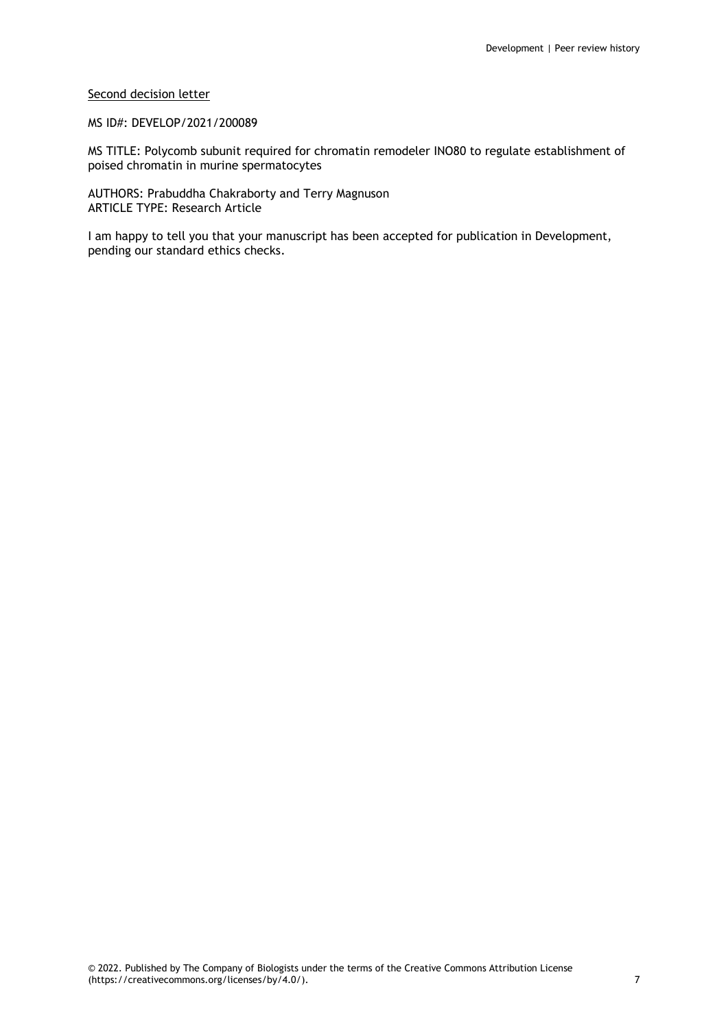Second decision letter

MS ID#: DEVELOP/2021/200089

MS TITLE: Polycomb subunit required for chromatin remodeler INO80 to regulate establishment of poised chromatin in murine spermatocytes

AUTHORS: Prabuddha Chakraborty and Terry Magnuson
ARTICLE TYPE: Research Article

I am happy to tell you that your manuscript has been accepted for publication in Development, pending our standard ethics checks.

© 2022. Published by The Company of Biologists under the terms of the Creative Commons Attribution License (https://creativecommons.org/licenses/by/4.0/).